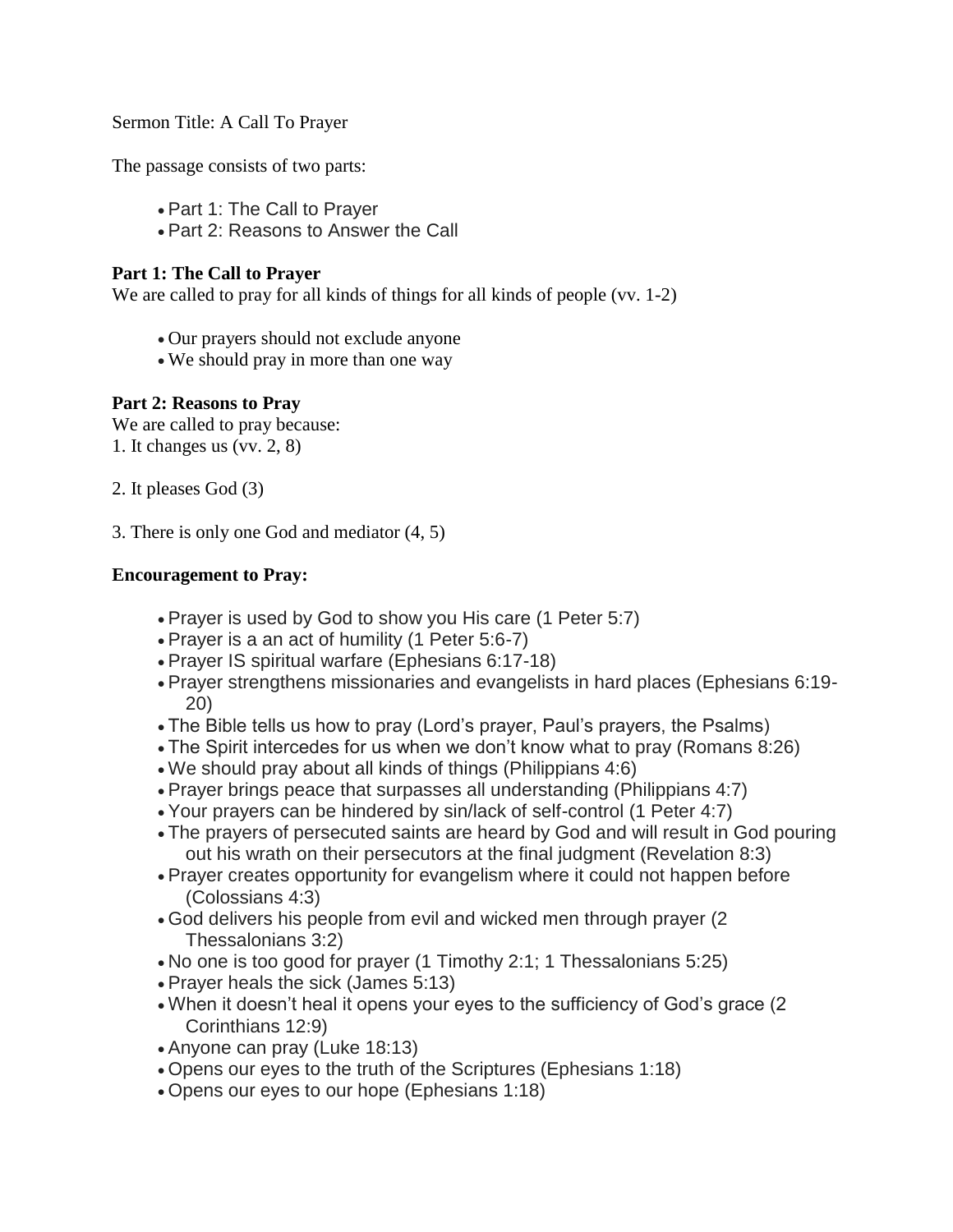Sermon Title: A Call To Prayer

The passage consists of two parts:

- Part 1: The Call to Prayer
- Part 2: Reasons to Answer the Call

**Part 1: The Call to Prayer**

We are called to pray for all kinds of things for all kinds of people (vv. 1-2)

- Our prayers should not exclude anyone
- We should pray in more than one way

**Part 2: Reasons to Pray**

We are called to pray because:

1. It changes us (vv. 2, 8)

2. It pleases God (3)

3. There is only one God and mediator (4, 5)

**Encouragement to Pray:**

- Prayer is used by God to show you His care (1 Peter 5:7)
- Prayer is a an act of humility (1 Peter 5:6-7)
- Prayer IS spiritual warfare (Ephesians 6:17-18)
- Prayer strengthens missionaries and evangelists in hard places (Ephesians 6:19-20)
- The Bible tells us how to pray (Lord's prayer, Paul's prayers, the Psalms)
- The Spirit intercedes for us when we don't know what to pray (Romans 8:26)
- We should pray about all kinds of things (Philippians 4:6)
- Prayer brings peace that surpasses all understanding (Philippians 4:7)
- Your prayers can be hindered by sin/lack of self-control (1 Peter 4:7)
- The prayers of persecuted saints are heard by God and will result in God pouring out his wrath on their persecutors at the final judgment (Revelation 8:3)
- Prayer creates opportunity for evangelism where it could not happen before (Colossians 4:3)
- God delivers his people from evil and wicked men through prayer (2 Thessalonians 3:2)
- No one is too good for prayer (1 Timothy 2:1; 1 Thessalonians 5:25)
- Prayer heals the sick (James 5:13)
- When it doesn't heal it opens your eyes to the sufficiency of God's grace (2 Corinthians 12:9)
- Anyone can pray (Luke 18:13)
- Opens our eyes to the truth of the Scriptures (Ephesians 1:18)
- Opens our eyes to our hope (Ephesians 1:18)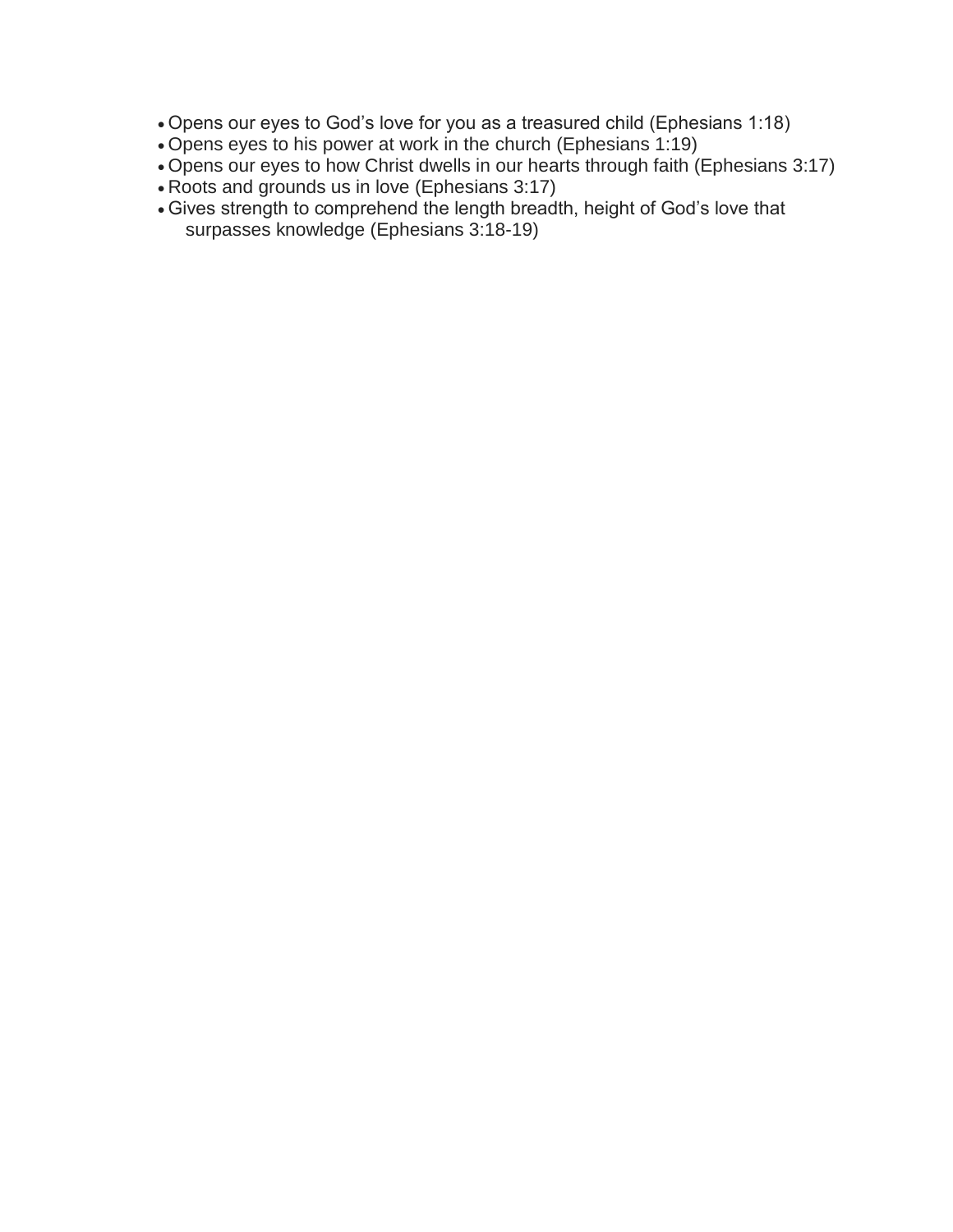- Opens our eyes to God’s love for you as a treasured child (Ephesians 1:18)
- Opens eyes to his power at work in the church (Ephesians 1:19)
- Opens our eyes to how Christ dwells in our hearts through faith (Ephesians 3:17)
- Roots and grounds us in love (Ephesians 3:17)
- Gives strength to comprehend the length breadth, height of God’s love that surpasses knowledge (Ephesians 3:18-19)